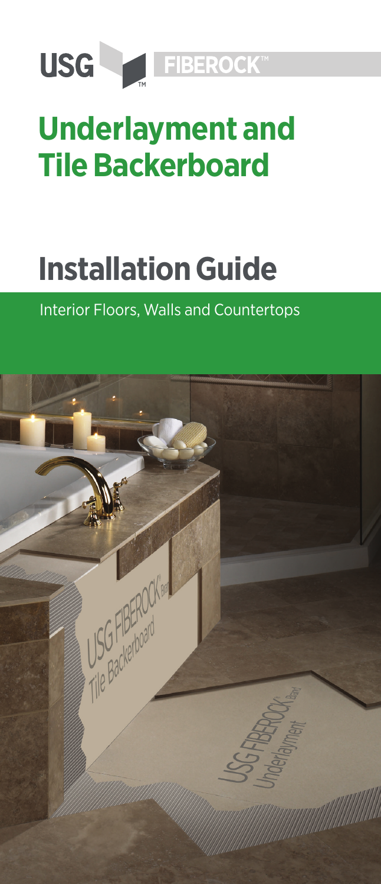USG FIBEROCK™

# Underlayment and Tile Backerboard

# Installation Guide

Interior Floors, Walls and Countertops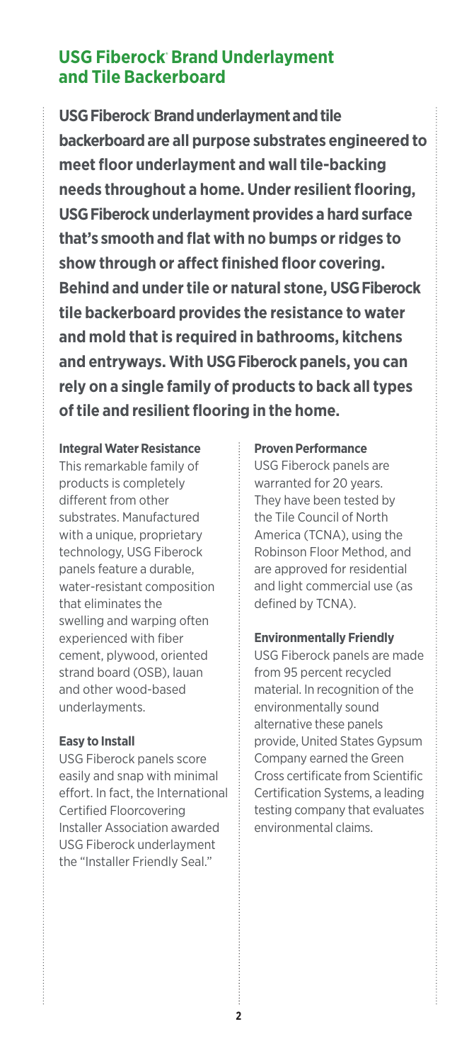## USG Fiberock® Brand Underlayment and Tile Backerboard

**USG Fiberock® Brand underlayment and tile backerboard are all purpose substrates engineered to meet floor underlayment and wall tile-backing needs throughout a home. Under resilient flooring, USG Fiberock underlayment provides a hard surface that's smooth and flat with no bumps or ridges to show through or affect finished floor covering. Behind and under tile or natural stone, USG Fiberock tile backerboard provides the resistance to water and mold that is required in bathrooms, kitchens and entryways. With USG Fiberock panels, you can rely on a single family of products to back all types of tile and resilient flooring in the home.**

**Integral Water Resistance**
This remarkable family of products is completely different from other substrates. Manufactured with a unique, proprietary technology, USG Fiberock panels feature a durable, water-resistant composition that eliminates the swelling and warping often experienced with fiber cement, plywood, oriented strand board (OSB), lauan and other wood-based underlayments.

**Easy to Install**
USG Fiberock panels score easily and snap with minimal effort. In fact, the International Certified Floorcovering Installer Association awarded USG Fiberock underlayment the "Installer Friendly Seal."

**Proven Performance**
USG Fiberock panels are warranted for 20 years. They have been tested by the Tile Council of North America (TCNA), using the Robinson Floor Method, and are approved for residential and light commercial use (as defined by TCNA).

**Environmentally Friendly**
USG Fiberock panels are made from 95 percent recycled material. In recognition of the environmentally sound alternative these panels provide, United States Gypsum Company earned the Green Cross certificate from Scientific Certification Systems, a leading testing company that evaluates environmental claims.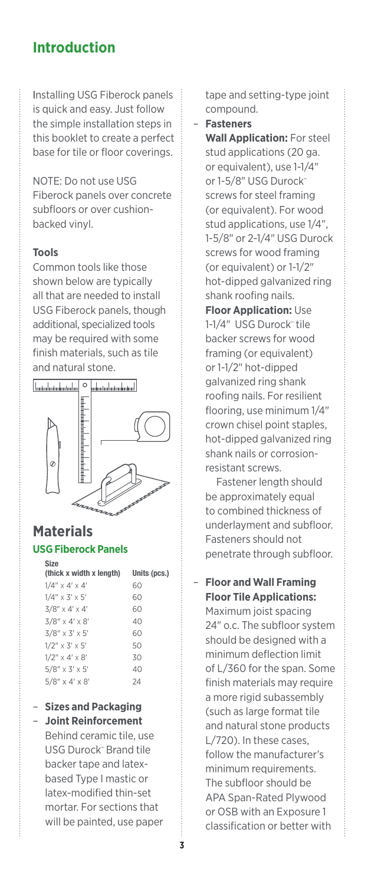## Introduction

Installing USG Fiberock panels is quick and easy. Just follow the simple installation steps in this booklet to create a perfect base for tile or floor coverings.

NOTE: Do not use USG Fiberock panels over concrete subfloors or over cushion-backed vinyl.

### Tools

Common tools like those shown below are typically all that are needed to install USG Fiberock panels, though additional, specialized tools may be required with some finish materials, such as tile and natural stone.

## Materials

### USG Fiberock Panels

| Size (thick x width x length) | Units (pcs.) |
|---|---|
| 1/4″ x 4′ x 4′ | 60 |
| 1/4″ x 3′ x 5′ | 60 |
| 3/8″ x 4′ x 4′ | 60 |
| 3/8″ x 4′ x 8′ | 40 |
| 3/8″ x 3′ x 5′ | 60 |
| 1/2″ x 3′ x 5′ | 50 |
| 1/2″ x 4′ x 8′ | 30 |
| 5/8″ x 3′ x 5′ | 40 |
| 5/8″ x 4′ x 8′ | 24 |

– **Sizes and Packaging**

– **Joint Reinforcement**
Behind ceramic tile, use USG Durock™ Brand tile backer tape and latex-based Type I mastic or latex-modified thin-set mortar. For sections that will be painted, use paper tape and setting-type joint compound.

– **Fasteners**
**Wall Application:** For steel stud applications (20 ga. or equivalent), use 1-1/4″ or 1-5/8″ USG Durock™ screws for steel framing (or equivalent). For wood stud applications, use 1/4″, 1-5/8″ or 2-1/4″ USG Durock screws for wood framing (or equivalent) or 1-1/2″ hot-dipped galvanized ring shank roofing nails.
**Floor Application:** Use 1-1/4″ USG Durock™ tile backer screws for wood framing (or equivalent) or 1-1/2″ hot-dipped galvanized ring shank roofing nails. For resilient flooring, use minimum 1/4″ crown chisel point staples, hot-dipped galvanized ring shank nails or corrosion-resistant screws.

Fastener length should be approximately equal to combined thickness of underlayment and subfloor. Fasteners should not penetrate through subfloor.

– **Floor and Wall Framing**
**Floor Tile Applications:** Maximum joist spacing 24″ o.c. The subfloor system should be designed with a minimum deflection limit of L/360 for the span. Some finish materials may require a more rigid subassembly (such as large format tile and natural stone products L/720). In these cases, follow the manufacturer's minimum requirements. The subfloor should be APA Span-Rated Plywood or OSB with an Exposure 1 classification or better with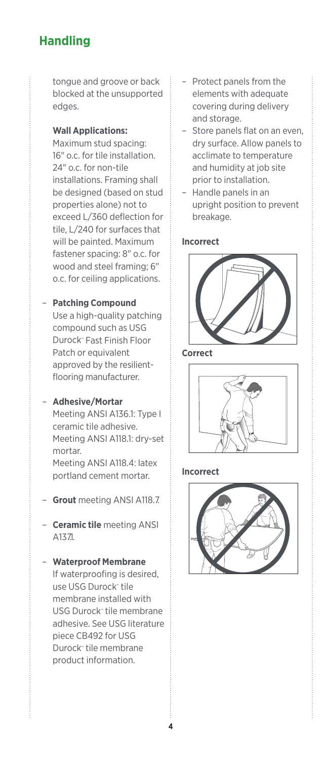## Handling

tongue and groove or back blocked at the unsupported edges.

**Wall Applications:**
Maximum stud spacing: 16″ o.c. for tile installation. 24″ o.c. for non-tile installations. Framing shall be designed (based on stud properties alone) not to exceed L/360 deflection for tile, L/240 for surfaces that will be painted. Maximum fastener spacing: 8″ o.c. for wood and steel framing; 6″ o.c. for ceiling applications.

- **Patching Compound**
  Use a high-quality patching compound such as USG Durock™ Fast Finish Floor Patch or equivalent approved by the resilient-flooring manufacturer.

- **Adhesive/Mortar**
  Meeting ANSI A136.1: Type I ceramic tile adhesive.
  Meeting ANSI A118.1: dry-set mortar.
  Meeting ANSI A118.4: latex portland cement mortar.

- **Grout** meeting ANSI A118.7.

- **Ceramic tile** meeting ANSI A137.1.

- **Waterproof Membrane**
  If waterproofing is desired, use USG Durock™ tile membrane installed with USG Durock™ tile membrane adhesive. See USG literature piece CB492 for USG Durock™ tile membrane product information.

- Protect panels from the elements with adequate covering during delivery and storage.
- Store panels flat on an even, dry surface. Allow panels to acclimate to temperature and humidity at job site prior to installation.
- Handle panels in an upright position to prevent breakage.

**Incorrect**

**Correct**

**Incorrect**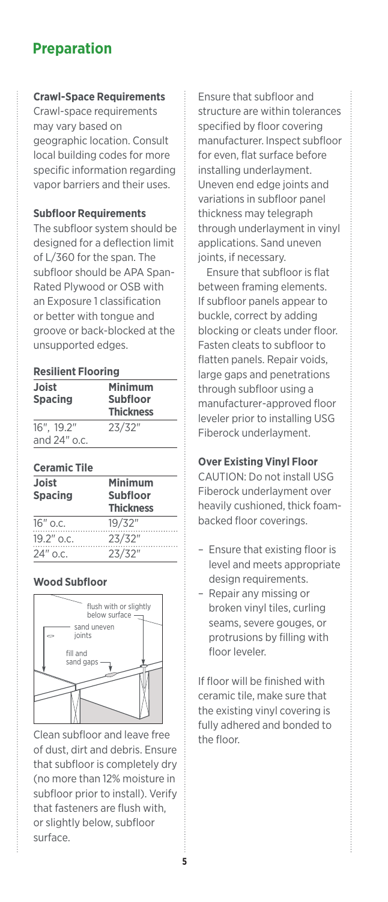# Preparation

### Crawl-Space Requirements

Crawl-space requirements may vary based on geographic location. Consult local building codes for more specific information regarding vapor barriers and their uses.

### Subfloor Requirements

The subfloor system should be designed for a deflection limit of L/360 for the span. The subfloor should be APA Span-Rated Plywood or OSB with an Exposure 1 classification or better with tongue and groove or back-blocked at the unsupported edges.

**Resilient Flooring**

| Joist Spacing | Minimum Subfloor Thickness |
|---|---|
| 16″, 19.2″ and 24″ o.c. | 23/32″ |

**Ceramic Tile**

| Joist Spacing | Minimum Subfloor Thickness |
|---|---|
| 16″ o.c. | 19/32″ |
| 19.2″ o.c. | 23/32″ |
| 24″ o.c. | 23/32″ |

### Wood Subfloor

flush with or slightly below surface

sand uneven joints

fill and sand gaps

Clean subfloor and leave free of dust, dirt and debris. Ensure that subfloor is completely dry (no more than 12% moisture in subfloor prior to install). Verify that fasteners are flush with, or slightly below, subfloor surface.

Ensure that subfloor and structure are within tolerances specified by floor covering manufacturer. Inspect subfloor for even, flat surface before installing underlayment. Uneven end edge joints and variations in subfloor panel thickness may telegraph through underlayment in vinyl applications. Sand uneven joints, if necessary.

Ensure that subfloor is flat between framing elements. If subfloor panels appear to buckle, correct by adding blocking or cleats under floor. Fasten cleats to subfloor to flatten panels. Repair voids, large gaps and penetrations through subfloor using a manufacturer-approved floor leveler prior to installing USG Fiberock underlayment.

### Over Existing Vinyl Floor

CAUTION: Do not install USG Fiberock underlayment over heavily cushioned, thick foam-backed floor coverings.

- Ensure that existing floor is level and meets appropriate design requirements.
- Repair any missing or broken vinyl tiles, curling seams, severe gouges, or protrusions by filling with floor leveler.

If floor will be finished with ceramic tile, make sure that the existing vinyl covering is fully adhered and bonded to the floor.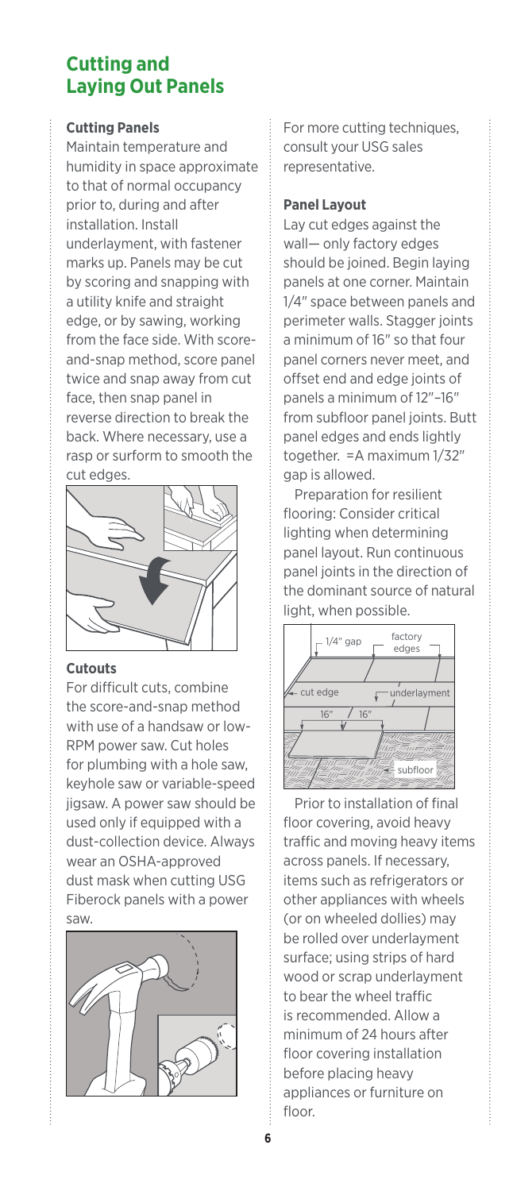## Cutting and Laying Out Panels

### Cutting Panels

Maintain temperature and humidity in space approximate to that of normal occupancy prior to, during and after installation. Install underlayment, with fastener marks up. Panels may be cut by scoring and snapping with a utility knife and straight edge, or by sawing, working from the face side. With score-and-snap method, score panel twice and snap away from cut face, then snap panel in reverse direction to break the back. Where necessary, use a rasp or surform to smooth the cut edges.

### Cutouts

For difficult cuts, combine the score-and-snap method with use of a handsaw or low-RPM power saw. Cut holes for plumbing with a hole saw, keyhole saw or variable-speed jigsaw. A power saw should be used only if equipped with a dust-collection device. Always wear an OSHA-approved dust mask when cutting USG Fiberock panels with a power saw.

For more cutting techniques, consult your USG sales representative.

### Panel Layout

Lay cut edges against the wall— only factory edges should be joined. Begin laying panels at one corner. Maintain 1/4" space between panels and perimeter walls. Stagger joints a minimum of 16" so that four panel corners never meet, and offset end and edge joints of panels a minimum of 12"–16" from subfloor panel joints. Butt panel edges and ends lightly together. =A maximum 1/32" gap is allowed.

Preparation for resilient flooring: Consider critical lighting when determining panel layout. Run continuous panel joints in the direction of the dominant source of natural light, when possible.

Prior to installation of final floor covering, avoid heavy traffic and moving heavy items across panels. If necessary, items such as refrigerators or other appliances with wheels (or on wheeled dollies) may be rolled over underlayment surface; using strips of hard wood or scrap underlayment to bear the wheel traffic is recommended. Allow a minimum of 24 hours after floor covering installation before placing heavy appliances or furniture on floor.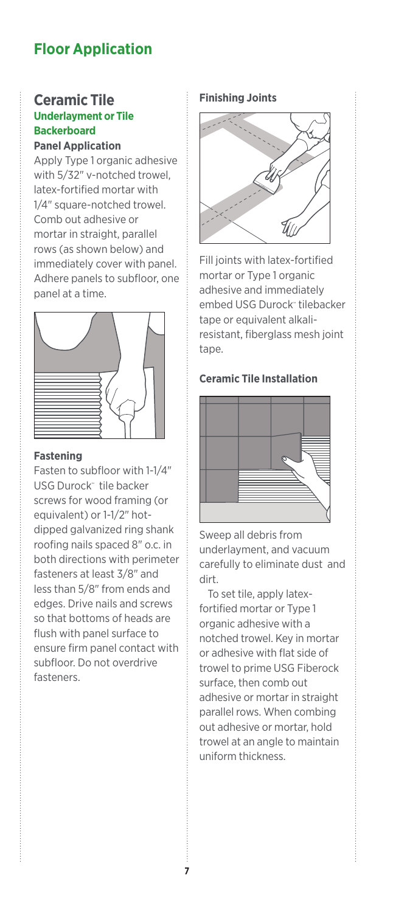# Floor Application

## Ceramic Tile

### Underlayment or Tile Backerboard

#### Panel Application

Apply Type 1 organic adhesive with 5/32" v-notched trowel, latex-fortified mortar with 1/4" square-notched trowel. Comb out adhesive or mortar in straight, parallel rows (as shown below) and immediately cover with panel. Adhere panels to subfloor, one panel at a time.

#### Fastening

Fasten to subfloor with 1-1/4" USG Durock™ tile backer screws for wood framing (or equivalent) or 1-1/2" hot-dipped galvanized ring shank roofing nails spaced 8" o.c. in both directions with perimeter fasteners at least 3/8" and less than 5/8" from ends and edges. Drive nails and screws so that bottoms of heads are flush with panel surface to ensure firm panel contact with subfloor. Do not overdrive fasteners.

#### Finishing Joints

Fill joints with latex-fortified mortar or Type 1 organic adhesive and immediately embed USG Durock™ tilebacker tape or equivalent alkali-resistant, fiberglass mesh joint tape.

#### Ceramic Tile Installation

Sweep all debris from underlayment, and vacuum carefully to eliminate dust and dirt.

To set tile, apply latex-fortified mortar or Type 1 organic adhesive with a notched trowel. Key in mortar or adhesive with flat side of trowel to prime USG Fiberock surface, then comb out adhesive or mortar in straight parallel rows. When combing out adhesive or mortar, hold trowel at an angle to maintain uniform thickness.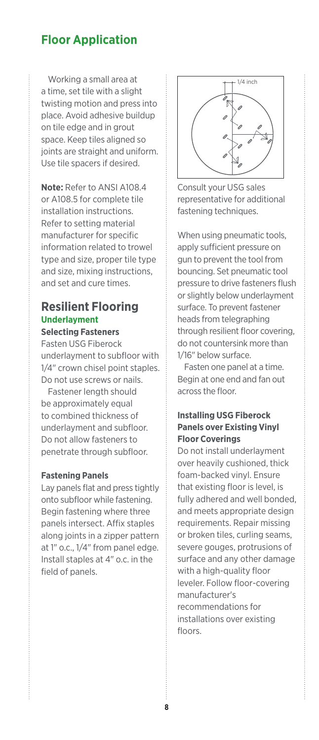## Floor Application

Working a small area at a time, set tile with a slight twisting motion and press into place. Avoid adhesive buildup on tile edge and in grout space. Keep tiles aligned so joints are straight and uniform. Use tile spacers if desired.

**Note:** Refer to ANSI A108.4 or A108.5 for complete tile installation instructions. Refer to setting material manufacturer for specific information related to trowel type and size, proper tile type and size, mixing instructions, and set and cure times.

## Resilient Flooring

### Underlayment

#### Selecting Fasteners

Fasten USG Fiberock underlayment to subfloor with 1/4" crown chisel point staples. Do not use screws or nails.

Fastener length should be approximately equal to combined thickness of underlayment and subfloor. Do not allow fasteners to penetrate through subfloor.

#### Fastening Panels

Lay panels flat and press tightly onto subfloor while fastening. Begin fastening where three panels intersect. Affix staples along joints in a zipper pattern at 1" o.c., 1/4" from panel edge. Install staples at 4" o.c. in the field of panels.

1/4 inch

Consult your USG sales representative for additional fastening techniques.

When using pneumatic tools, apply sufficient pressure on gun to prevent the tool from bouncing. Set pneumatic tool pressure to drive fasteners flush or slightly below underlayment surface. To prevent fastener heads from telegraphing through resilient floor covering, do not countersink more than 1/16" below surface.

Fasten one panel at a time. Begin at one end and fan out across the floor.

#### Installing USG Fiberock Panels over Existing Vinyl Floor Coverings

Do not install underlayment over heavily cushioned, thick foam-backed vinyl. Ensure that existing floor is level, is fully adhered and well bonded, and meets appropriate design requirements. Repair missing or broken tiles, curling seams, severe gouges, protrusions of surface and any other damage with a high-quality floor leveler. Follow floor-covering manufacturer's recommendations for installations over existing floors.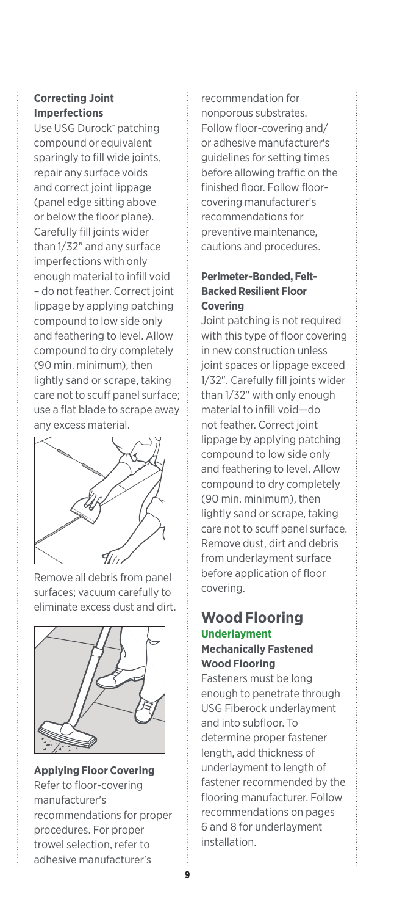**Correcting Joint Imperfections**

Use USG Durock™ patching compound or equivalent sparingly to fill wide joints, repair any surface voids and correct joint lippage (panel edge sitting above or below the floor plane). Carefully fill joints wider than 1/32" and any surface imperfections with only enough material to infill void – do not feather. Correct joint lippage by applying patching compound to low side only and feathering to level. Allow compound to dry completely (90 min. minimum), then lightly sand or scrape, taking care not to scuff panel surface; use a flat blade to scrape away any excess material.

Remove all debris from panel surfaces; vacuum carefully to eliminate excess dust and dirt.

**Applying Floor Covering**

Refer to floor-covering manufacturer's recommendations for proper procedures. For proper trowel selection, refer to adhesive manufacturer's recommendation for nonporous substrates. Follow floor-covering and/or adhesive manufacturer's guidelines for setting times before allowing traffic on the finished floor. Follow floor-covering manufacturer's recommendations for preventive maintenance, cautions and procedures.

**Perimeter-Bonded, Felt-Backed Resilient Floor Covering**

Joint patching is not required with this type of floor covering in new construction unless joint spaces or lippage exceed 1/32". Carefully fill joints wider than 1/32" with only enough material to infill void—do not feather. Correct joint lippage by applying patching compound to low side only and feathering to level. Allow compound to dry completely (90 min. minimum), then lightly sand or scrape, taking care not to scuff panel surface. Remove dust, dirt and debris from underlayment surface before application of floor covering.

## Wood Flooring

### Underlayment

**Mechanically Fastened Wood Flooring**

Fasteners must be long enough to penetrate through USG Fiberock underlayment and into subfloor. To determine proper fastener length, add thickness of underlayment to length of fastener recommended by the flooring manufacturer. Follow recommendations on pages 6 and 8 for underlayment installation.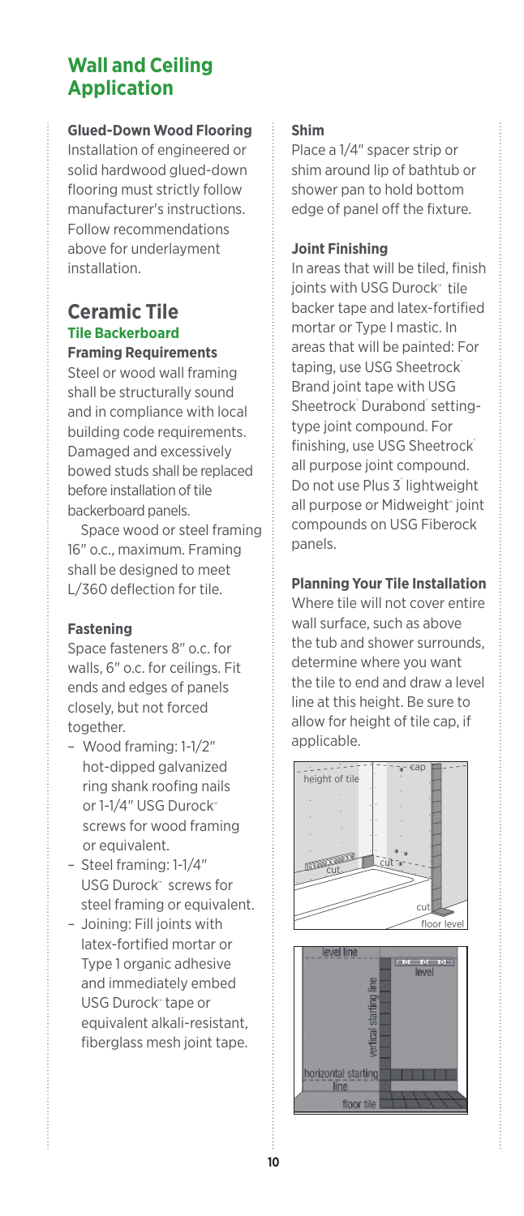## Wall and Ceiling Application

### Glued-Down Wood Flooring

Installation of engineered or solid hardwood glued-down flooring must strictly follow manufacturer's instructions. Follow recommendations above for underlayment installation.

## Ceramic Tile

### Tile Backerboard

#### Framing Requirements

Steel or wood wall framing shall be structurally sound and in compliance with local building code requirements. Damaged and excessively bowed studs shall be replaced before installation of tile backerboard panels.

Space wood or steel framing 16" o.c., maximum. Framing shall be designed to meet L/360 deflection for tile.

#### Fastening

Space fasteners 8" o.c. for walls, 6" o.c. for ceilings. Fit ends and edges of panels closely, but not forced together.

- Wood framing: 1-1/2" hot-dipped galvanized ring shank roofing nails or 1-1/4" USG Durock™ screws for wood framing or equivalent.
- Steel framing: 1-1/4" USG Durock™ screws for steel framing or equivalent.
- Joining: Fill joints with latex-fortified mortar or Type 1 organic adhesive and immediately embed USG Durock™ tape or equivalent alkali-resistant, fiberglass mesh joint tape.

#### Shim

Place a 1/4" spacer strip or shim around lip of bathtub or shower pan to hold bottom edge of panel off the fixture.

#### Joint Finishing

In areas that will be tiled, finish joints with USG Durock™ tile backer tape and latex-fortified mortar or Type I mastic. In areas that will be painted: For taping, use USG Sheetrock® Brand joint tape with USG Sheetrock® Durabond® setting-type joint compound. For finishing, use USG Sheetrock® all purpose joint compound. Do not use Plus 3® lightweight all purpose or Midweight™ joint compounds on USG Fiberock panels.

#### Planning Your Tile Installation

Where tile will not cover entire wall surface, such as above the tub and shower surrounds, determine where you want the tile to end and draw a level line at this height. Be sure to allow for height of tile cap, if applicable.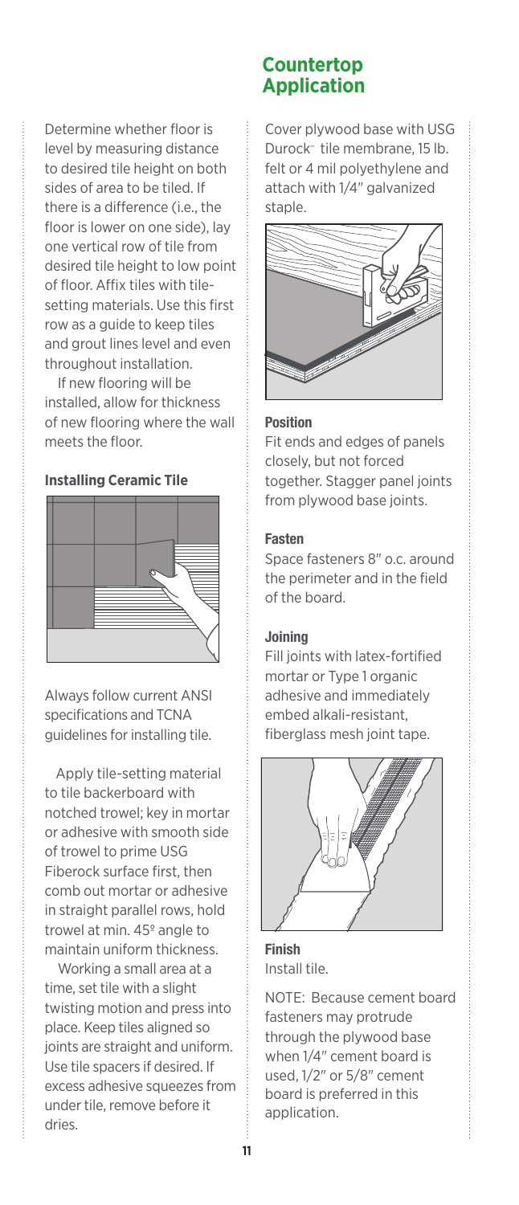Determine whether floor is level by measuring distance to desired tile height on both sides of area to be tiled. If there is a difference (i.e., the floor is lower on one side), lay one vertical row of tile from desired tile height to low point of floor. Affix tiles with tile-setting materials. Use this first row as a guide to keep tiles and grout lines level and even throughout installation.

If new flooring will be installed, allow for thickness of new flooring where the wall meets the floor.

**Installing Ceramic Tile**

Always follow current ANSI specifications and TCNA guidelines for installing tile.

Apply tile-setting material to tile backerboard with notched trowel; key in mortar or adhesive with smooth side of trowel to prime USG Fiberock surface first, then comb out mortar or adhesive in straight parallel rows, hold trowel at min. 45º angle to maintain uniform thickness.

Working a small area at a time, set tile with a slight twisting motion and press into place. Keep tiles aligned so joints are straight and uniform. Use tile spacers if desired. If excess adhesive squeezes from under tile, remove before it dries.

## Countertop Application

Cover plywood base with USG Durock™ tile membrane, 15 lb. felt or 4 mil polyethylene and attach with 1/4" galvanized staple.

**Position**

Fit ends and edges of panels closely, but not forced together. Stagger panel joints from plywood base joints.

**Fasten**

Space fasteners 8" o.c. around the perimeter and in the field of the board.

**Joining**

Fill joints with latex-fortified mortar or Type 1 organic adhesive and immediately embed alkali-resistant, fiberglass mesh joint tape.

**Finish**

Install tile.

NOTE: Because cement board fasteners may protrude through the plywood base when 1/4" cement board is used, 1/2" or 5/8" cement board is preferred in this application.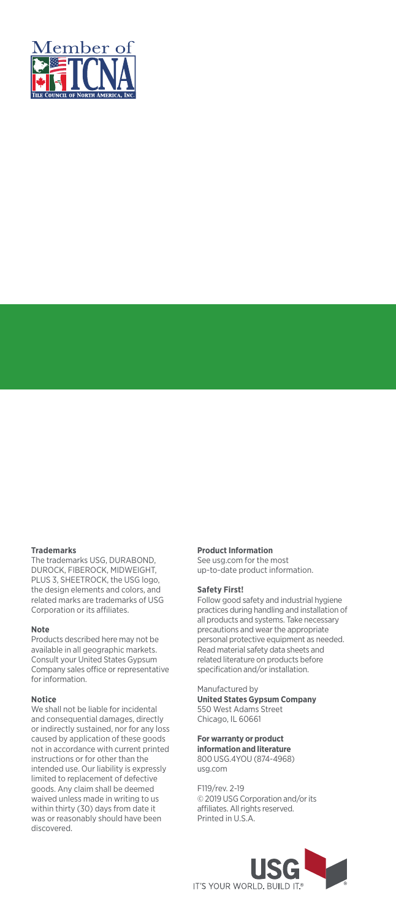Member of TCNA
Tile Council of North America, Inc.

**Trademarks**
The trademarks USG, DURABOND, DUROCK, FIBEROCK, MIDWEIGHT, PLUS 3, SHEETROCK, the USG logo, the design elements and colors, and related marks are trademarks of USG Corporation or its affiliates.

**Note**
Products described here may not be available in all geographic markets. Consult your United States Gypsum Company sales office or representative for information.

**Notice**
We shall not be liable for incidental and consequential damages, directly or indirectly sustained, nor for any loss caused by application of these goods not in accordance with current printed instructions or for other than the intended use. Our liability is expressly limited to replacement of defective goods. Any claim shall be deemed waived unless made in writing to us within thirty (30) days from date it was or reasonably should have been discovered.

**Product Information**
See usg.com for the most up-to-date product information.

**Safety First!**
Follow good safety and industrial hygiene practices during handling and installation of all products and systems. Take necessary precautions and wear the appropriate personal protective equipment as needed. Read material safety data sheets and related literature on products before specification and/or installation.

Manufactured by
**United States Gypsum Company**
550 West Adams Street
Chicago, IL 60661

**For warranty or product information and literature**
800 USG.4YOU (874-4968)
usg.com

F119/rev. 2-19
© 2019 USG Corporation and/or its affiliates. All rights reserved.
Printed in U.S.A.

USG
IT'S YOUR WORLD. BUILD IT.®